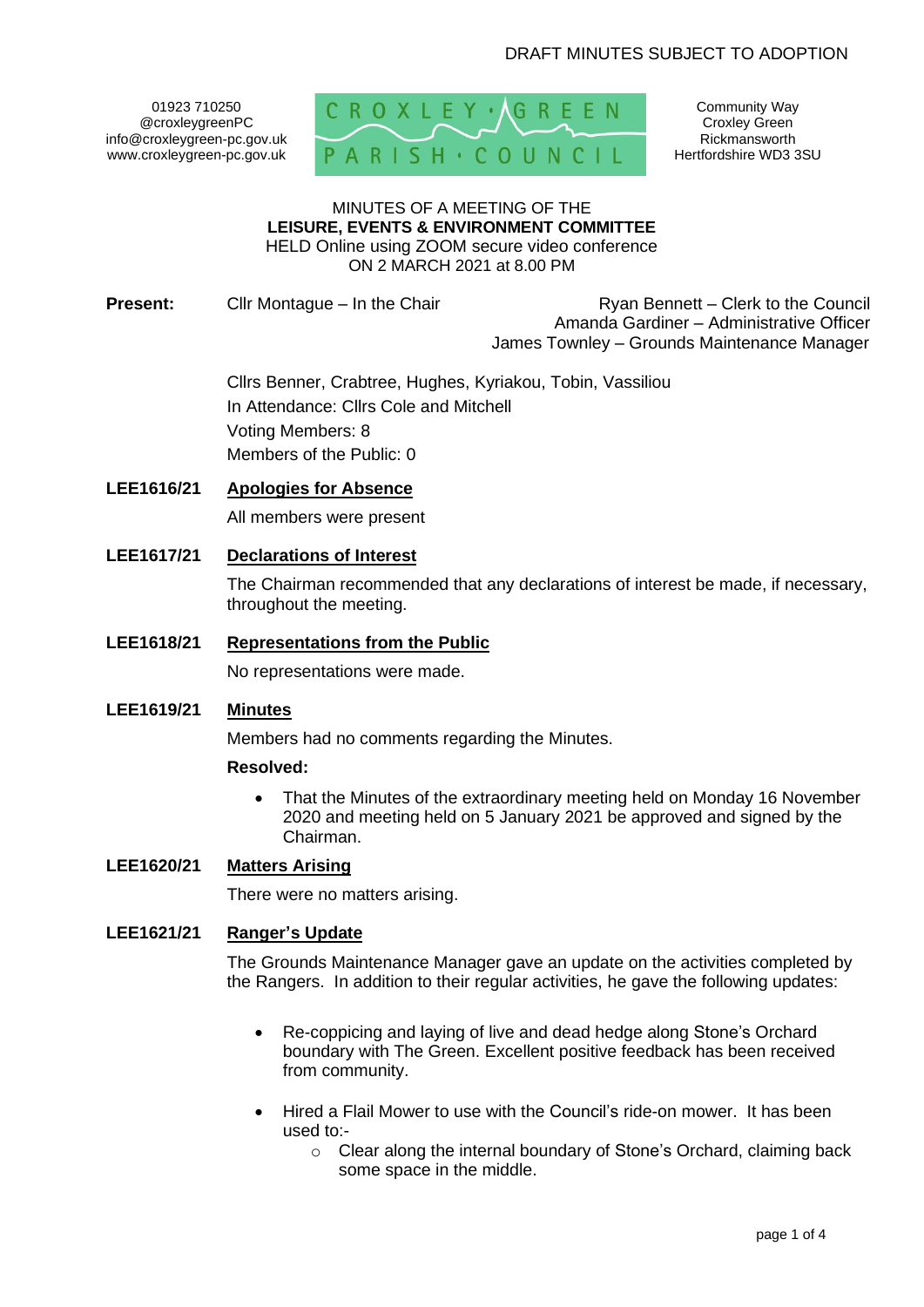DRAFT MINUTES SUBJECT TO ADOPTION

01923 710250
@croxleygreenPC
info@croxleygreen-pc.gov.uk
www.croxleygreen-pc.gov.uk

CROXLEY GREEN PARISH COUNCIL

Community Way
Croxley Green
Rickmansworth
Hertfordshire WD3 3SU

MINUTES OF A MEETING OF THE
**LEISURE, EVENTS & ENVIRONMENT COMMITTEE**
HELD Online using ZOOM secure video conference
ON 2 MARCH 2021 at 8.00 PM

**Present:** Cllr Montague – In the Chair

Ryan Bennett – Clerk to the Council
Amanda Gardiner – Administrative Officer
James Townley – Grounds Maintenance Manager

Cllrs Benner, Crabtree, Hughes, Kyriakou, Tobin, Vassiliou
In Attendance: Cllrs Cole and Mitchell
Voting Members: 8
Members of the Public: 0

**LEE1616/21** **Apologies for Absence**

All members were present

**LEE1617/21** **Declarations of Interest**

The Chairman recommended that any declarations of interest be made, if necessary, throughout the meeting.

**LEE1618/21** **Representations from the Public**

No representations were made.

**LEE1619/21** **Minutes**

Members had no comments regarding the Minutes.

**Resolved:**

- That the Minutes of the extraordinary meeting held on Monday 16 November 2020 and meeting held on 5 January 2021 be approved and signed by the Chairman.

**LEE1620/21** **Matters Arising**

There were no matters arising.

**LEE1621/21** **Ranger's Update**

The Grounds Maintenance Manager gave an update on the activities completed by the Rangers. In addition to their regular activities, he gave the following updates:

- Re-coppicing and laying of live and dead hedge along Stone's Orchard boundary with The Green. Excellent positive feedback has been received from community.
- Hired a Flail Mower to use with the Council's ride-on mower. It has been used to:-
    - Clear along the internal boundary of Stone's Orchard, claiming back some space in the middle.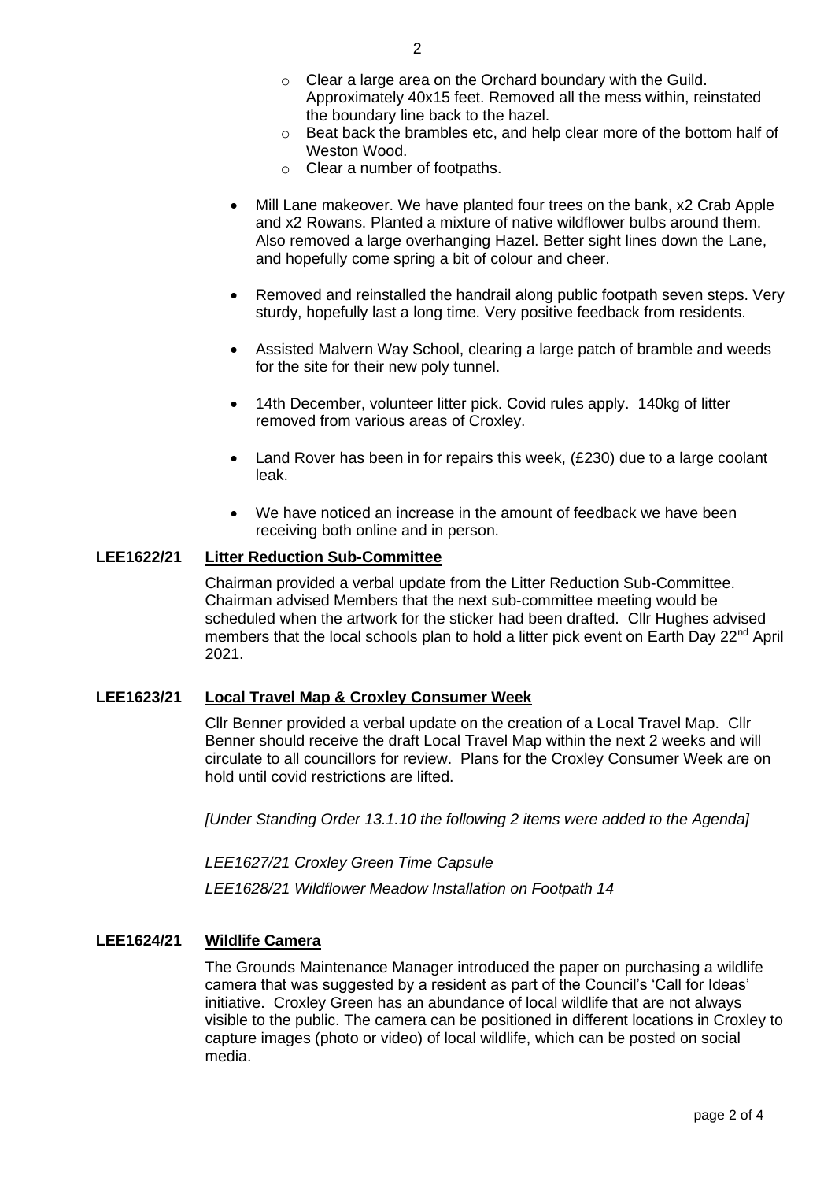- Clear a large area on the Orchard boundary with the Guild. Approximately 40x15 feet. Removed all the mess within, reinstated the boundary line back to the hazel.
    - Beat back the brambles etc, and help clear more of the bottom half of Weston Wood.
    - Clear a number of footpaths.

- Mill Lane makeover. We have planted four trees on the bank, x2 Crab Apple and x2 Rowans. Planted a mixture of native wildflower bulbs around them. Also removed a large overhanging Hazel. Better sight lines down the Lane, and hopefully come spring a bit of colour and cheer.

- Removed and reinstalled the handrail along public footpath seven steps. Very sturdy, hopefully last a long time. Very positive feedback from residents.

- Assisted Malvern Way School, clearing a large patch of bramble and weeds for the site for their new poly tunnel.

- 14th December, volunteer litter pick. Covid rules apply. 140kg of litter removed from various areas of Croxley.

- Land Rover has been in for repairs this week, (£230) due to a large coolant leak.

- We have noticed an increase in the amount of feedback we have been receiving both online and in person.

**LEE1622/21 Litter Reduction Sub-Committee**

Chairman provided a verbal update from the Litter Reduction Sub-Committee. Chairman advised Members that the next sub-committee meeting would be scheduled when the artwork for the sticker had been drafted. Cllr Hughes advised members that the local schools plan to hold a litter pick event on Earth Day 22nd April 2021.

**LEE1623/21 Local Travel Map & Croxley Consumer Week**

Cllr Benner provided a verbal update on the creation of a Local Travel Map. Cllr Benner should receive the draft Local Travel Map within the next 2 weeks and will circulate to all councillors for review. Plans for the Croxley Consumer Week are on hold until covid restrictions are lifted.

*[Under Standing Order 13.1.10 the following 2 items were added to the Agenda]*

*LEE1627/21 Croxley Green Time Capsule*

*LEE1628/21 Wildflower Meadow Installation on Footpath 14*

**LEE1624/21 Wildlife Camera**

The Grounds Maintenance Manager introduced the paper on purchasing a wildlife camera that was suggested by a resident as part of the Council's 'Call for Ideas' initiative. Croxley Green has an abundance of local wildlife that are not always visible to the public. The camera can be positioned in different locations in Croxley to capture images (photo or video) of local wildlife, which can be posted on social media.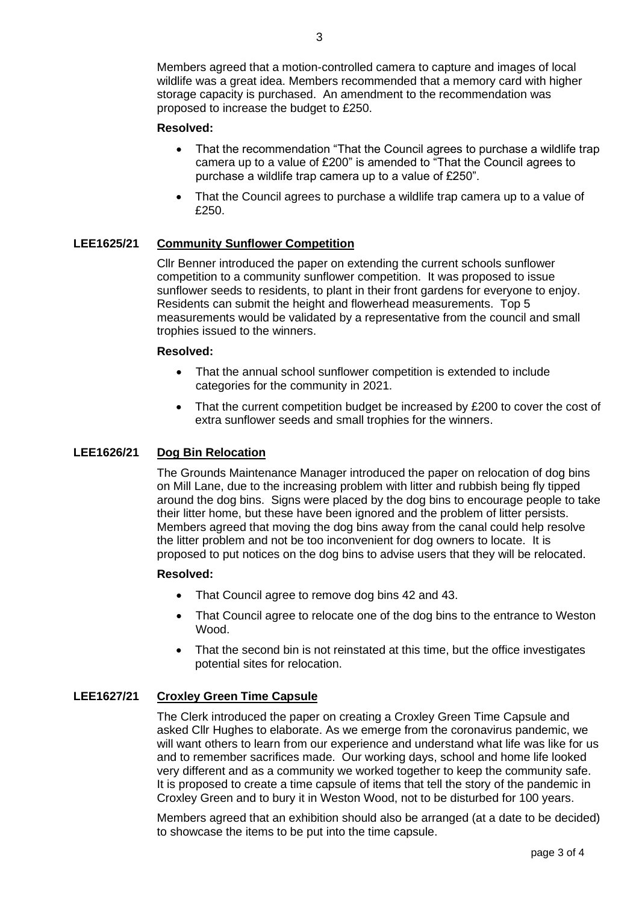Members agreed that a motion-controlled camera to capture and images of local wildlife was a great idea. Members recommended that a memory card with higher storage capacity is purchased. An amendment to the recommendation was proposed to increase the budget to £250.

**Resolved:**

- That the recommendation "That the Council agrees to purchase a wildlife trap camera up to a value of £200" is amended to "That the Council agrees to purchase a wildlife trap camera up to a value of £250".
- That the Council agrees to purchase a wildlife trap camera up to a value of £250.

**LEE1625/21 Community Sunflower Competition**

Cllr Benner introduced the paper on extending the current schools sunflower competition to a community sunflower competition. It was proposed to issue sunflower seeds to residents, to plant in their front gardens for everyone to enjoy. Residents can submit the height and flowerhead measurements. Top 5 measurements would be validated by a representative from the council and small trophies issued to the winners.

**Resolved:**

- That the annual school sunflower competition is extended to include categories for the community in 2021.
- That the current competition budget be increased by £200 to cover the cost of extra sunflower seeds and small trophies for the winners.

**LEE1626/21 Dog Bin Relocation**

The Grounds Maintenance Manager introduced the paper on relocation of dog bins on Mill Lane, due to the increasing problem with litter and rubbish being fly tipped around the dog bins. Signs were placed by the dog bins to encourage people to take their litter home, but these have been ignored and the problem of litter persists. Members agreed that moving the dog bins away from the canal could help resolve the litter problem and not be too inconvenient for dog owners to locate. It is proposed to put notices on the dog bins to advise users that they will be relocated.

**Resolved:**

- That Council agree to remove dog bins 42 and 43.
- That Council agree to relocate one of the dog bins to the entrance to Weston Wood.
- That the second bin is not reinstated at this time, but the office investigates potential sites for relocation.

**LEE1627/21 Croxley Green Time Capsule**

The Clerk introduced the paper on creating a Croxley Green Time Capsule and asked Cllr Hughes to elaborate. As we emerge from the coronavirus pandemic, we will want others to learn from our experience and understand what life was like for us and to remember sacrifices made. Our working days, school and home life looked very different and as a community we worked together to keep the community safe. It is proposed to create a time capsule of items that tell the story of the pandemic in Croxley Green and to bury it in Weston Wood, not to be disturbed for 100 years.

Members agreed that an exhibition should also be arranged (at a date to be decided) to showcase the items to be put into the time capsule.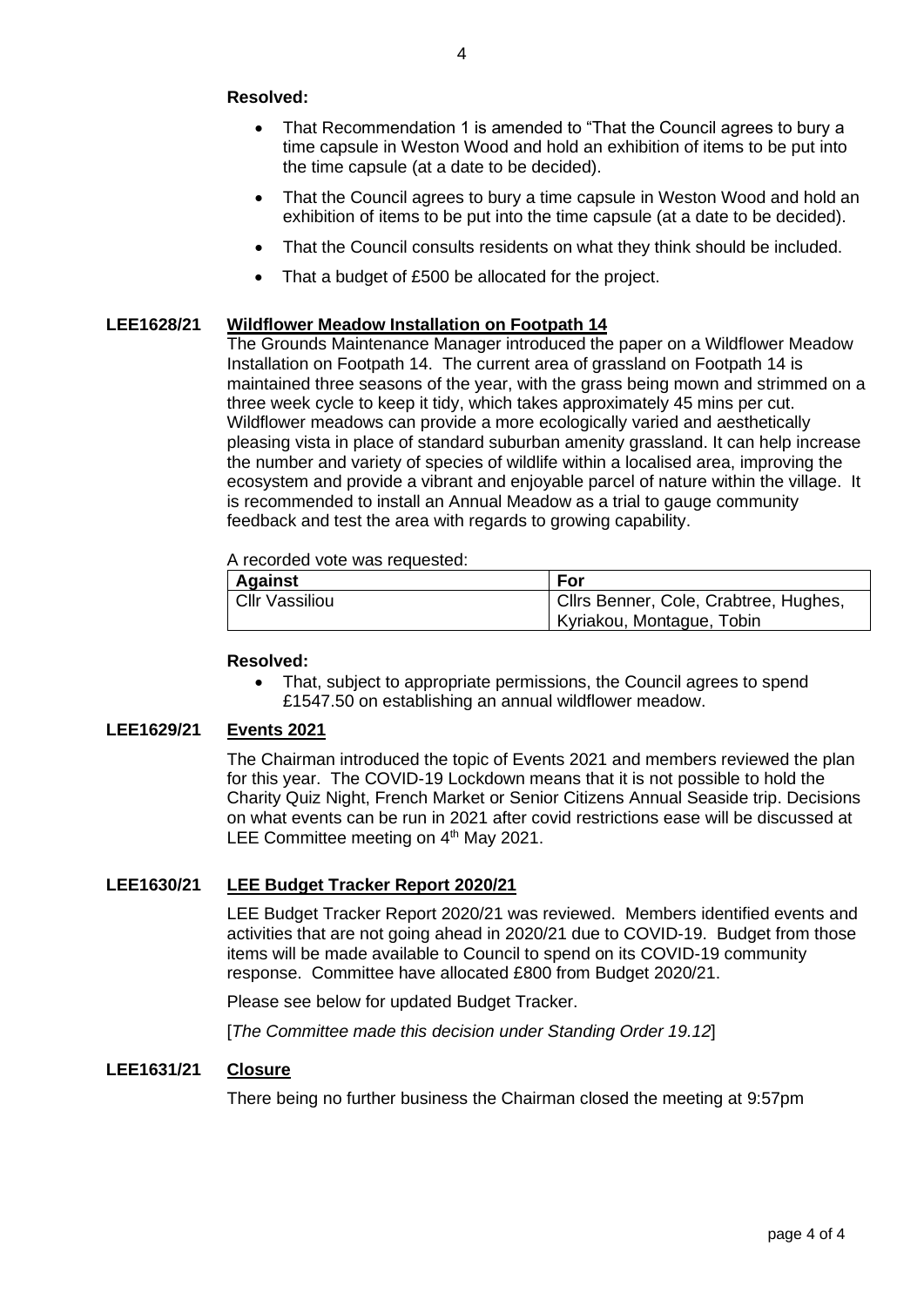**Resolved:**

- That Recommendation 1 is amended to "That the Council agrees to bury a time capsule in Weston Wood and hold an exhibition of items to be put into the time capsule (at a date to be decided).
- That the Council agrees to bury a time capsule in Weston Wood and hold an exhibition of items to be put into the time capsule (at a date to be decided).
- That the Council consults residents on what they think should be included.
- That a budget of £500 be allocated for the project.

**LEE1628/21 Wildflower Meadow Installation on Footpath 14**

The Grounds Maintenance Manager introduced the paper on a Wildflower Meadow Installation on Footpath 14. The current area of grassland on Footpath 14 is maintained three seasons of the year, with the grass being mown and strimmed on a three week cycle to keep it tidy, which takes approximately 45 mins per cut. Wildflower meadows can provide a more ecologically varied and aesthetically pleasing vista in place of standard suburban amenity grassland. It can help increase the number and variety of species of wildlife within a localised area, improving the ecosystem and provide a vibrant and enjoyable parcel of nature within the village. It is recommended to install an Annual Meadow as a trial to gauge community feedback and test the area with regards to growing capability.

A recorded vote was requested:

| Against | For |
|---|---|
| Cllr Vassiliou | Cllrs Benner, Cole, Crabtree, Hughes, Kyriakou, Montague, Tobin |

**Resolved:**

- That, subject to appropriate permissions, the Council agrees to spend £1547.50 on establishing an annual wildflower meadow.

**LEE1629/21 Events 2021**

The Chairman introduced the topic of Events 2021 and members reviewed the plan for this year. The COVID-19 Lockdown means that it is not possible to hold the Charity Quiz Night, French Market or Senior Citizens Annual Seaside trip. Decisions on what events can be run in 2021 after covid restrictions ease will be discussed at LEE Committee meeting on 4th May 2021.

**LEE1630/21 LEE Budget Tracker Report 2020/21**

LEE Budget Tracker Report 2020/21 was reviewed. Members identified events and activities that are not going ahead in 2020/21 due to COVID-19. Budget from those items will be made available to Council to spend on its COVID-19 community response. Committee have allocated £800 from Budget 2020/21.

Please see below for updated Budget Tracker.

[*The Committee made this decision under Standing Order 19.12*]

**LEE1631/21 Closure**

There being no further business the Chairman closed the meeting at 9:57pm